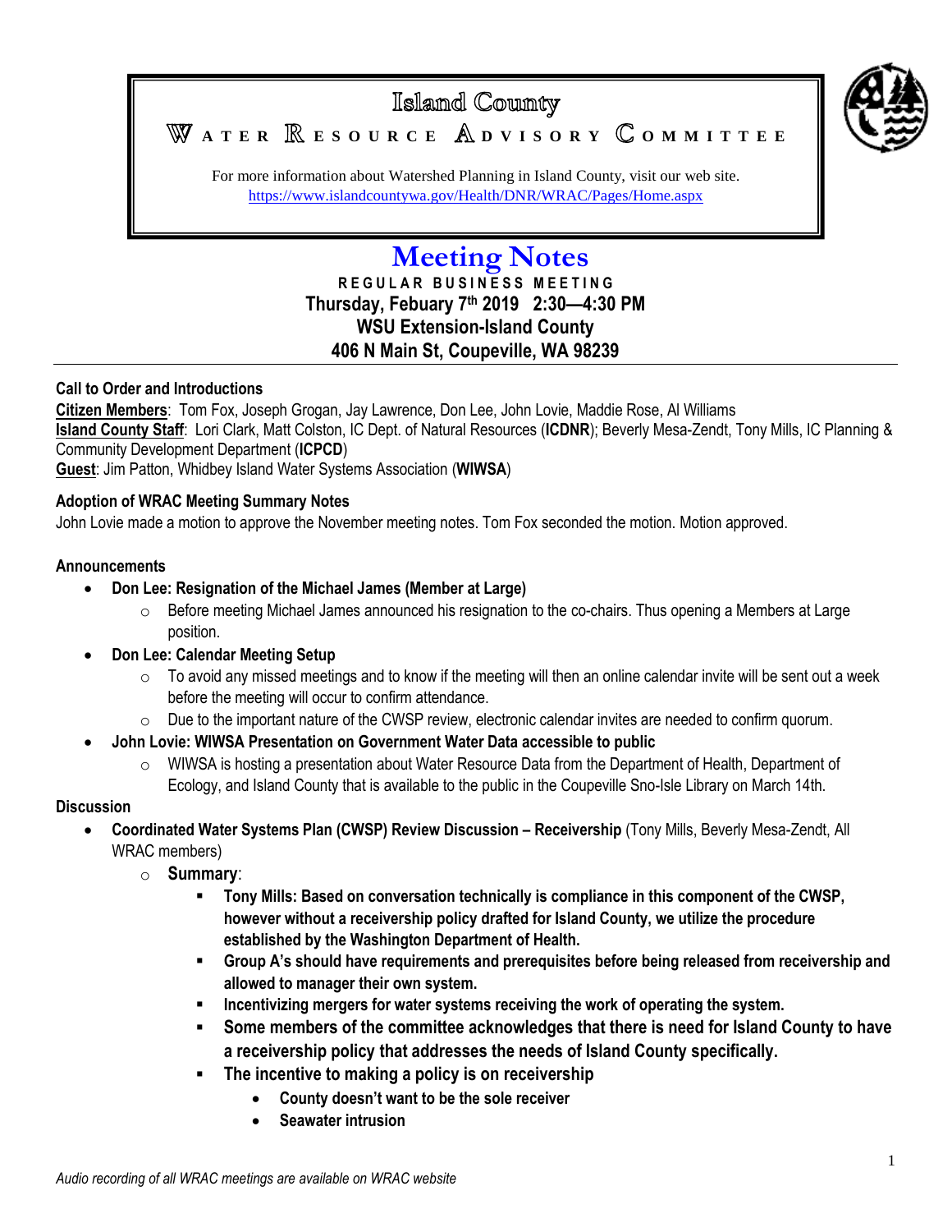# Island County

## WATER RESOURCE ADVISORY COMMITTEE

For more information about Watershed Planning in Island County, visit our web site.
https://www.islandcountywa.gov/Health/DNR/WRAC/Pages/Home.aspx

# Meeting Notes

**REGULAR BUSINESS MEETING**
**Thursday, Febuary 7th 2019 2:30—4:30 PM**
**WSU Extension-Island County**
**406 N Main St, Coupeville, WA 98239**

### Call to Order and Introductions

**Citizen Members**: Tom Fox, Joseph Grogan, Jay Lawrence, Don Lee, John Lovie, Maddie Rose, Al Williams
**Island County Staff**: Lori Clark, Matt Colston, IC Dept. of Natural Resources (**ICDNR**); Beverly Mesa-Zendt, Tony Mills, IC Planning & Community Development Department (**ICPCD**)
**Guest**: Jim Patton, Whidbey Island Water Systems Association (**WIWSA**)

### Adoption of WRAC Meeting Summary Notes

John Lovie made a motion to approve the November meeting notes. Tom Fox seconded the motion. Motion approved.

### Announcements

- **Don Lee: Resignation of the Michael James (Member at Large)**
  - Before meeting Michael James announced his resignation to the co-chairs. Thus opening a Members at Large position.
- **Don Lee: Calendar Meeting Setup**
  - To avoid any missed meetings and to know if the meeting will then an online calendar invite will be sent out a week before the meeting will occur to confirm attendance.
  - Due to the important nature of the CWSP review, electronic calendar invites are needed to confirm quorum.
- **John Lovie: WIWSA Presentation on Government Water Data accessible to public**
  - WIWSA is hosting a presentation about Water Resource Data from the Department of Health, Department of Ecology, and Island County that is available to the public in the Coupeville Sno-Isle Library on March 14th.

### Discussion

- **Coordinated Water Systems Plan (CWSP) Review Discussion – Receivership** (Tony Mills, Beverly Mesa-Zendt, All WRAC members)
  - **Summary**:
    - **Tony Mills: Based on conversation technically is compliance in this component of the CWSP, however without a receivership policy drafted for Island County, we utilize the procedure established by the Washington Department of Health.**
    - **Group A's should have requirements and prerequisites before being released from receivership and allowed to manager their own system.**
    - **Incentivizing mergers for water systems receiving the work of operating the system.**
    - **Some members of the committee acknowledges that there is need for Island County to have a receivership policy that addresses the needs of Island County specifically.**
    - **The incentive to making a policy is on receivership**
      - **County doesn't want to be the sole receiver**
      - **Seawater intrusion**

*Audio recording of all WRAC meetings are available on WRAC website*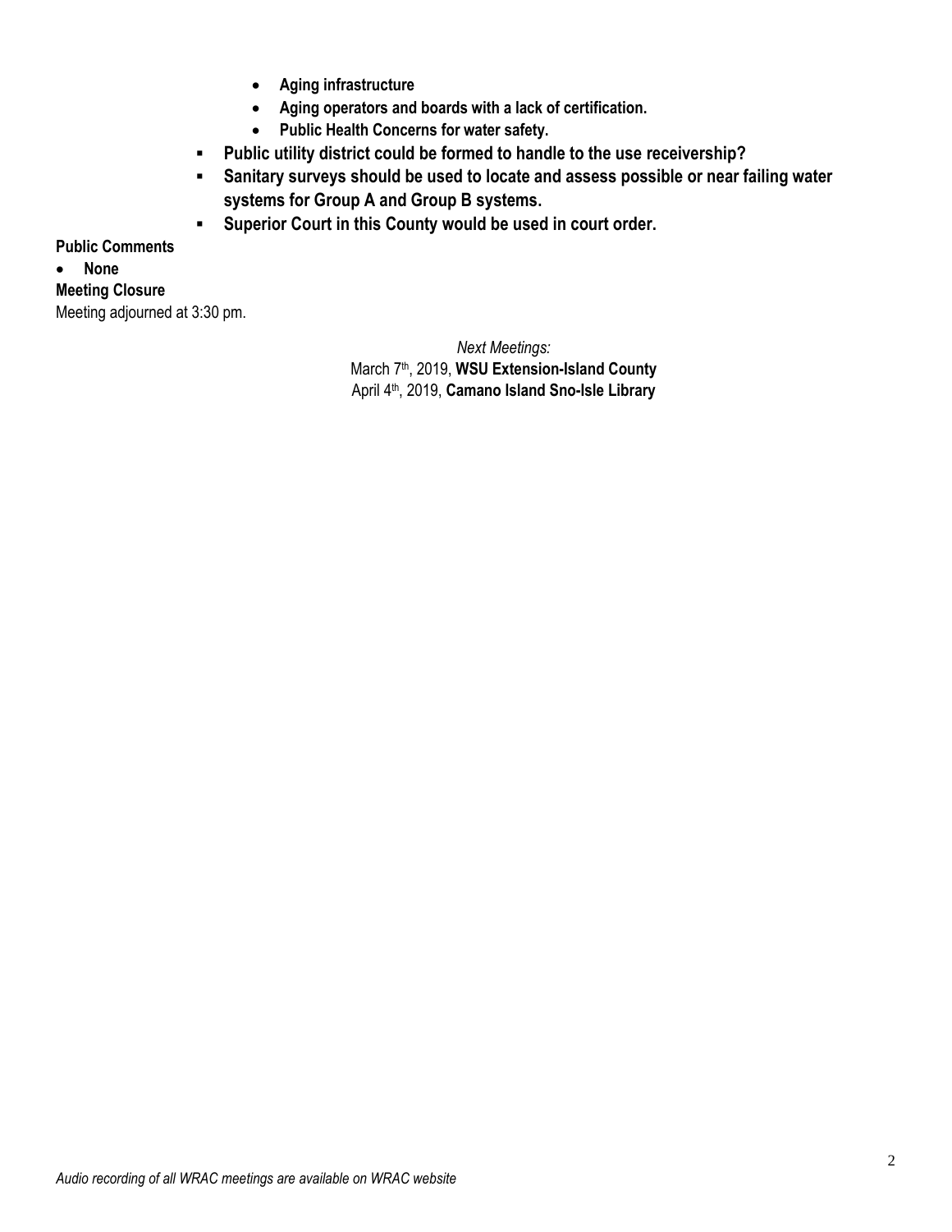- **Aging infrastructure**
        - **Aging operators and boards with a lack of certification.**
        - **Public Health Concerns for water safety.**
    - **Public utility district could be formed to handle to the use receivership?**
    - **Sanitary surveys should be used to locate and assess possible or near failing water systems for Group A and Group B systems.**
    - **Superior Court in this County would be used in court order.**

**Public Comments**

- **None**

**Meeting Closure**

Meeting adjourned at 3:30 pm.

*Next Meetings:*

March 7th, 2019, **WSU Extension-Island County**

April 4th, 2019, **Camano Island Sno-Isle Library**

*Audio recording of all WRAC meetings are available on WRAC website*